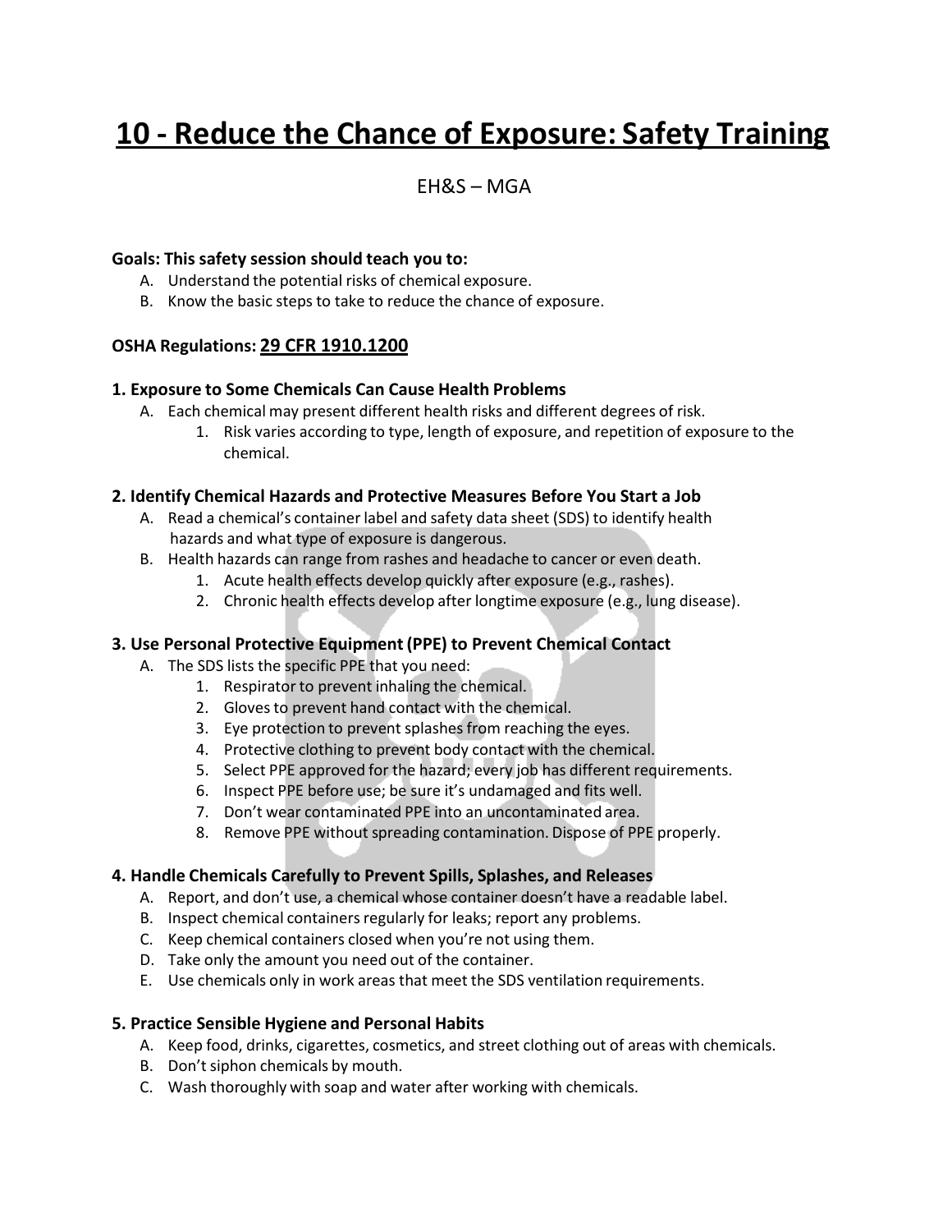# 10 - Reduce the Chance of Exposure: Safety Training

EH&S – MGA

**Goals: This safety session should teach you to:**

A. Understand the potential risks of chemical exposure.
B. Know the basic steps to take to reduce the chance of exposure.

**OSHA Regulations: 29 CFR 1910.1200**

### 1. Exposure to Some Chemicals Can Cause Health Problems

A. Each chemical may present different health risks and different degrees of risk.
   1. Risk varies according to type, length of exposure, and repetition of exposure to the chemical.

### 2. Identify Chemical Hazards and Protective Measures Before You Start a Job

A. Read a chemical's container label and safety data sheet (SDS) to identify health hazards and what type of exposure is dangerous.
B. Health hazards can range from rashes and headache to cancer or even death.
   1. Acute health effects develop quickly after exposure (e.g., rashes).
   2. Chronic health effects develop after longtime exposure (e.g., lung disease).

### 3. Use Personal Protective Equipment (PPE) to Prevent Chemical Contact

A. The SDS lists the specific PPE that you need:
   1. Respirator to prevent inhaling the chemical.
   2. Gloves to prevent hand contact with the chemical.
   3. Eye protection to prevent splashes from reaching the eyes.
   4. Protective clothing to prevent body contact with the chemical.
   5. Select PPE approved for the hazard; every job has different requirements.
   6. Inspect PPE before use; be sure it's undamaged and fits well.
   7. Don't wear contaminated PPE into an uncontaminated area.
   8. Remove PPE without spreading contamination. Dispose of PPE properly.

### 4. Handle Chemicals Carefully to Prevent Spills, Splashes, and Releases

A. Report, and don't use, a chemical whose container doesn't have a readable label.
B. Inspect chemical containers regularly for leaks; report any problems.
C. Keep chemical containers closed when you're not using them.
D. Take only the amount you need out of the container.
E. Use chemicals only in work areas that meet the SDS ventilation requirements.

### 5. Practice Sensible Hygiene and Personal Habits

A. Keep food, drinks, cigarettes, cosmetics, and street clothing out of areas with chemicals.
B. Don't siphon chemicals by mouth.
C. Wash thoroughly with soap and water after working with chemicals.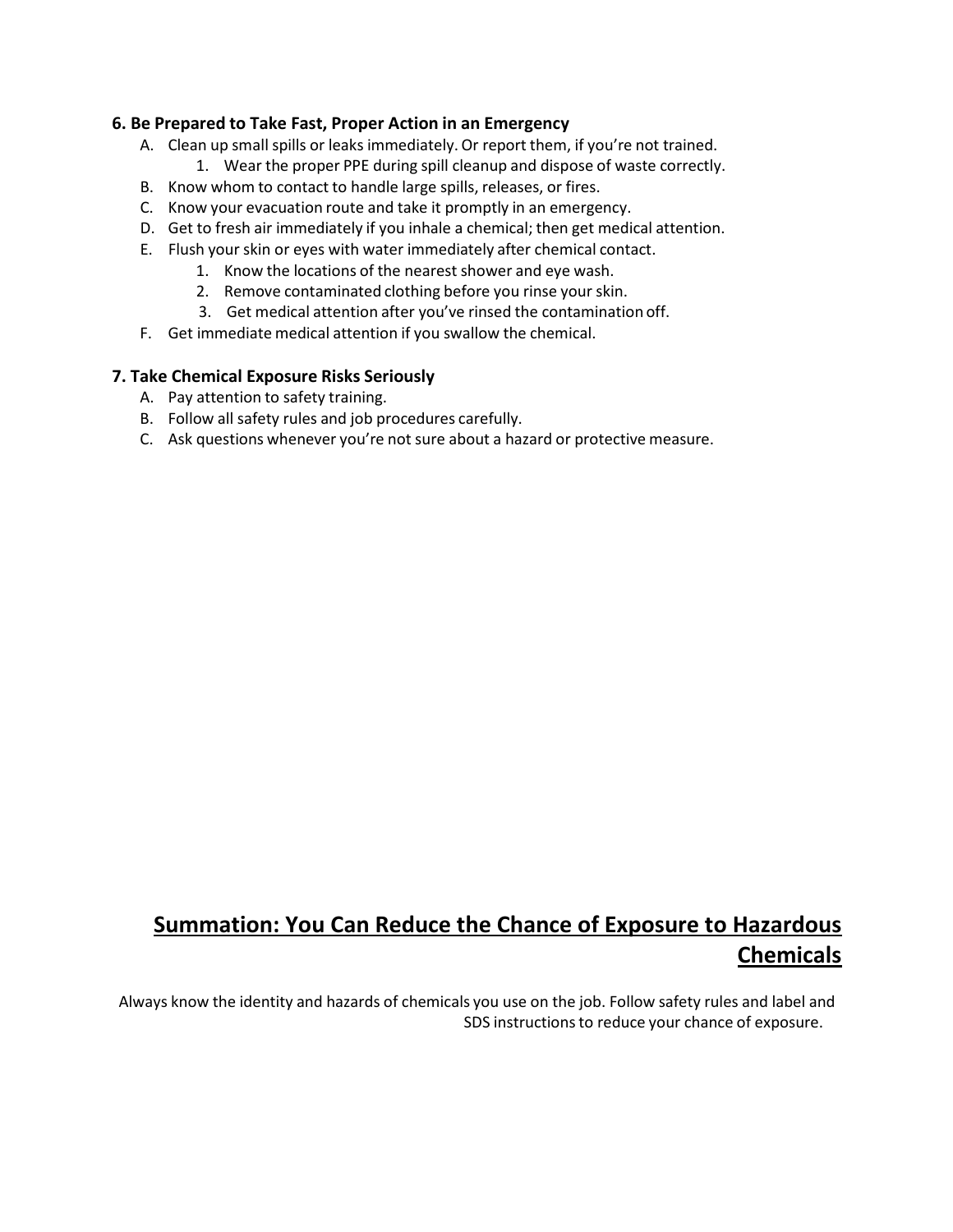**6. Be Prepared to Take Fast, Proper Action in an Emergency**

A. Clean up small spills or leaks immediately. Or report them, if you're not trained.
   1. Wear the proper PPE during spill cleanup and dispose of waste correctly.

B. Know whom to contact to handle large spills, releases, or fires.

C. Know your evacuation route and take it promptly in an emergency.

D. Get to fresh air immediately if you inhale a chemical; then get medical attention.

E. Flush your skin or eyes with water immediately after chemical contact.
   1. Know the locations of the nearest shower and eye wash.
   2. Remove contaminated clothing before you rinse your skin.
   3. Get medical attention after you've rinsed the contamination off.

F. Get immediate medical attention if you swallow the chemical.

**7. Take Chemical Exposure Risks Seriously**

A. Pay attention to safety training.

B. Follow all safety rules and job procedures carefully.

C. Ask questions whenever you're not sure about a hazard or protective measure.

## Summation: You Can Reduce the Chance of Exposure to Hazardous Chemicals

Always know the identity and hazards of chemicals you use on the job. Follow safety rules and label and SDS instructions to reduce your chance of exposure.